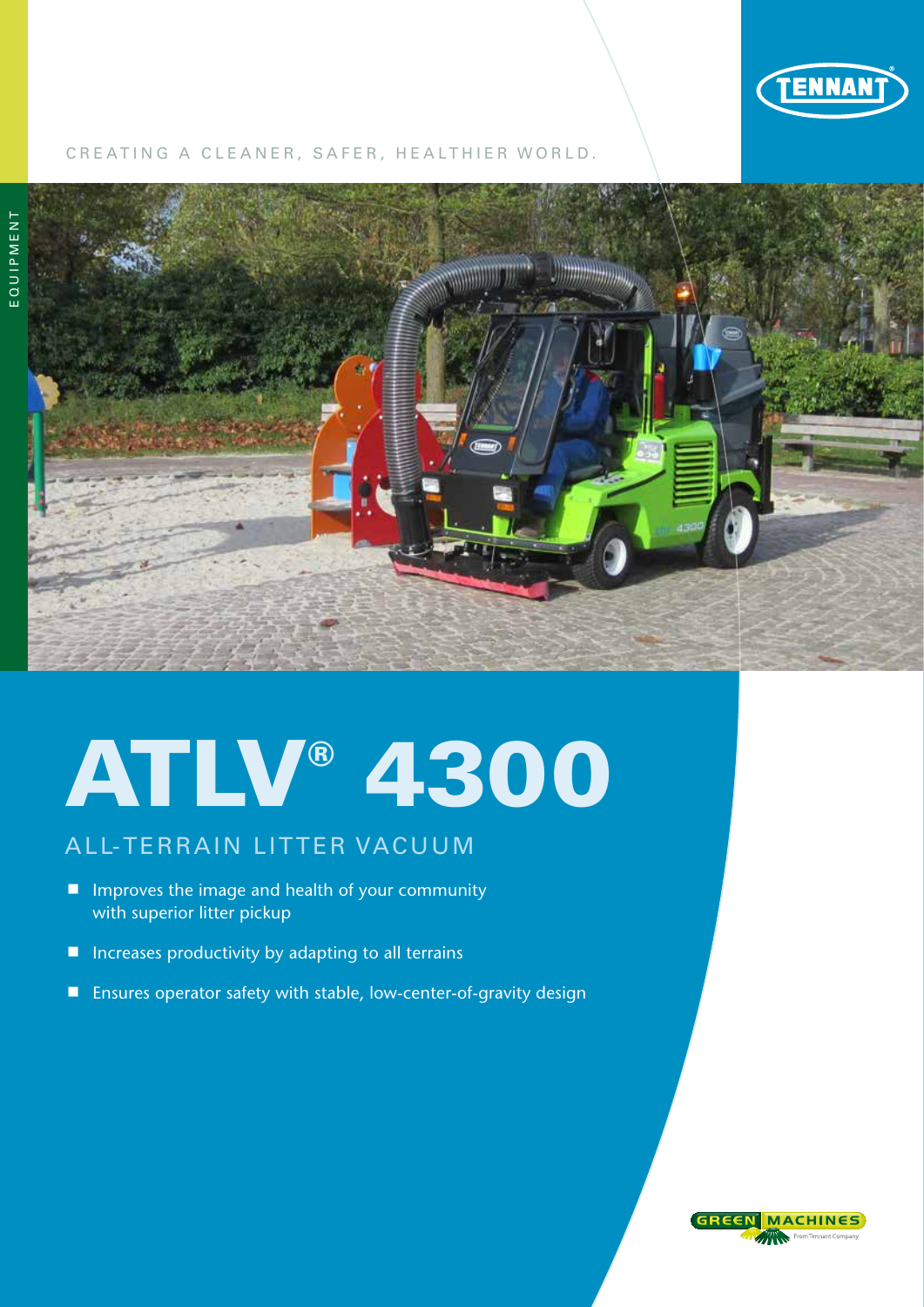CREATING A CLEANER, SAFER, HEALTHIER WORLD.

EQUIPMENT

# ATLV® 4300

## ALL-TERRAIN LITTER VACUUM

- Improves the image and health of your community with superior litter pickup
- Increases productivity by adapting to all terrains
- Ensures operator safety with stable, low-center-of-gravity design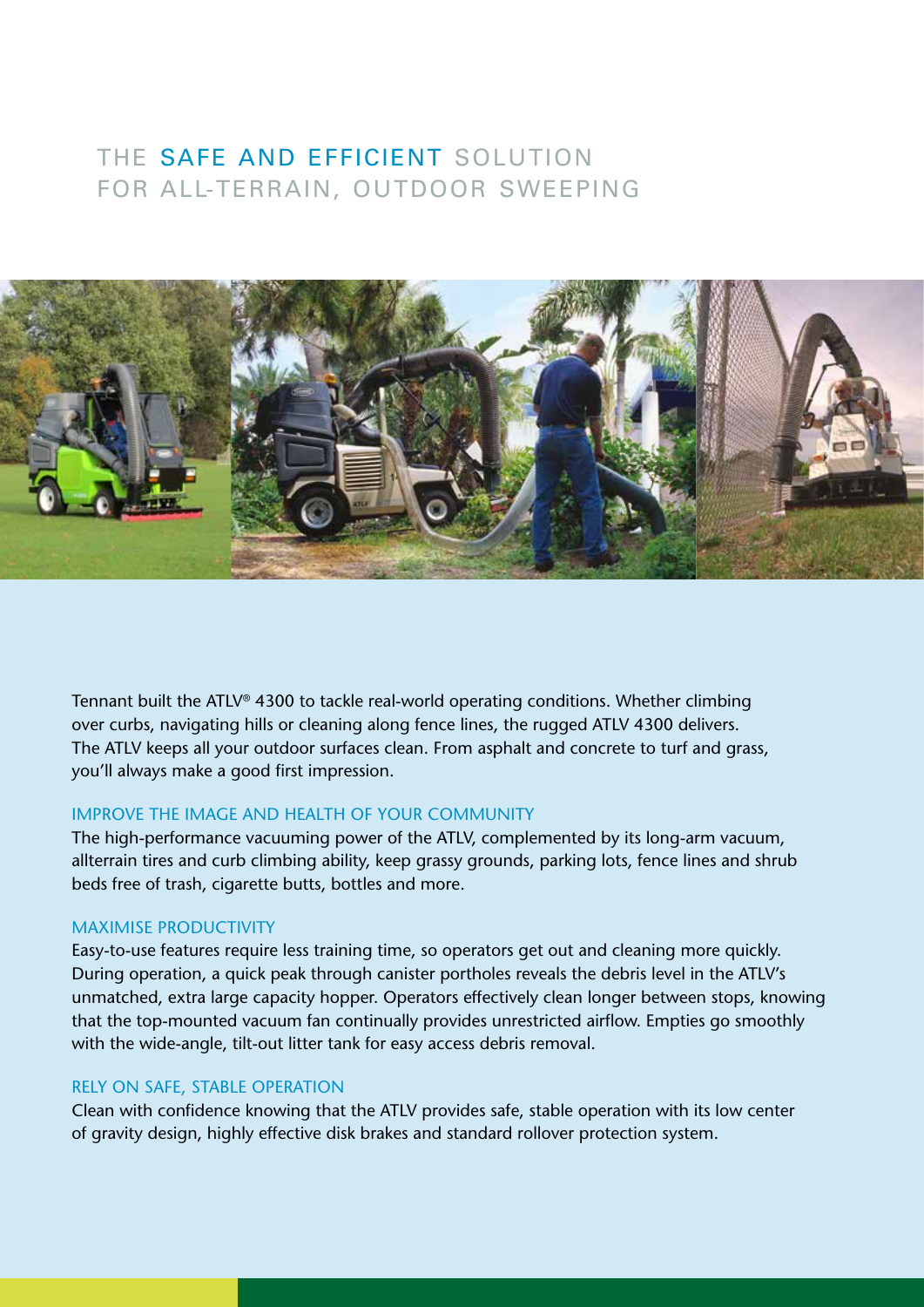# THE SAFE AND EFFICIENT SOLUTION FOR ALL-TERRAIN, OUTDOOR SWEEPING

Tennant built the ATLV® 4300 to tackle real-world operating conditions. Whether climbing over curbs, navigating hills or cleaning along fence lines, the rugged ATLV 4300 delivers. The ATLV keeps all your outdoor surfaces clean. From asphalt and concrete to turf and grass, you'll always make a good first impression.

## IMPROVE THE IMAGE AND HEALTH OF YOUR COMMUNITY

The high-performance vacuuming power of the ATLV, complemented by its long-arm vacuum, allterrain tires and curb climbing ability, keep grassy grounds, parking lots, fence lines and shrub beds free of trash, cigarette butts, bottles and more.

## MAXIMISE PRODUCTIVITY

Easy-to-use features require less training time, so operators get out and cleaning more quickly. During operation, a quick peak through canister portholes reveals the debris level in the ATLV's unmatched, extra large capacity hopper. Operators effectively clean longer between stops, knowing that the top-mounted vacuum fan continually provides unrestricted airflow. Empties go smoothly with the wide-angle, tilt-out litter tank for easy access debris removal.

## RELY ON SAFE, STABLE OPERATION

Clean with confidence knowing that the ATLV provides safe, stable operation with its low center of gravity design, highly effective disk brakes and standard rollover protection system.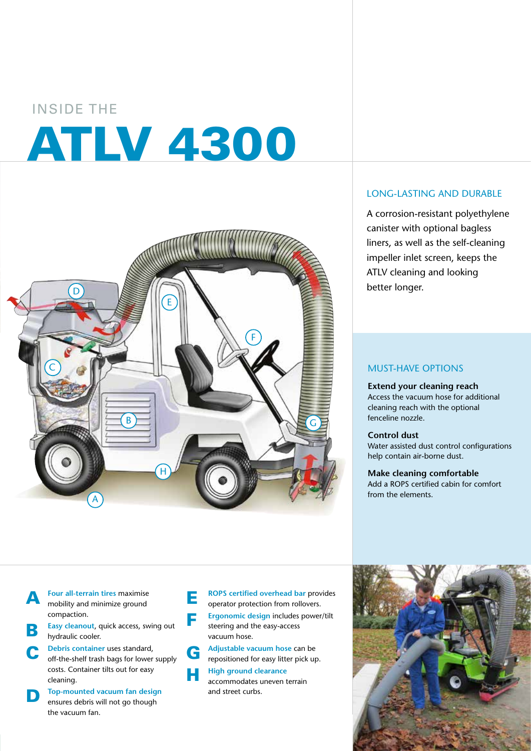INSIDE THE

# ATLV 4300

## LONG-LASTING AND DURABLE

A corrosion-resistant polyethylene canister with optional bagless liners, as well as the self-cleaning impeller inlet screen, keeps the ATLV cleaning and looking better longer.

## MUST-HAVE OPTIONS

**Extend your cleaning reach**
Access the vacuum hose for additional cleaning reach with the optional fenceline nozzle.

**Control dust**
Water assisted dust control configurations help contain air-borne dust.

**Make cleaning comfortable**
Add a ROPS certified cabin for comfort from the elements.

**A** **Four all-terrain tires** maximise mobility and minimize ground compaction.

**B** **Easy cleanout**, quick access, swing out hydraulic cooler.

**C** **Debris container** uses standard, off-the-shelf trash bags for lower supply costs. Container tilts out for easy cleaning.

**D** **Top-mounted vacuum fan design** ensures debris will not go though the vacuum fan.

**E** **ROPS certified overhead bar** provides operator protection from rollovers.

**F** **Ergonomic design** includes power/tilt steering and the easy-access vacuum hose.

**G** **Adjustable vacuum hose** can be repositioned for easy litter pick up.

**H** **High ground clearance** accommodates uneven terrain and street curbs.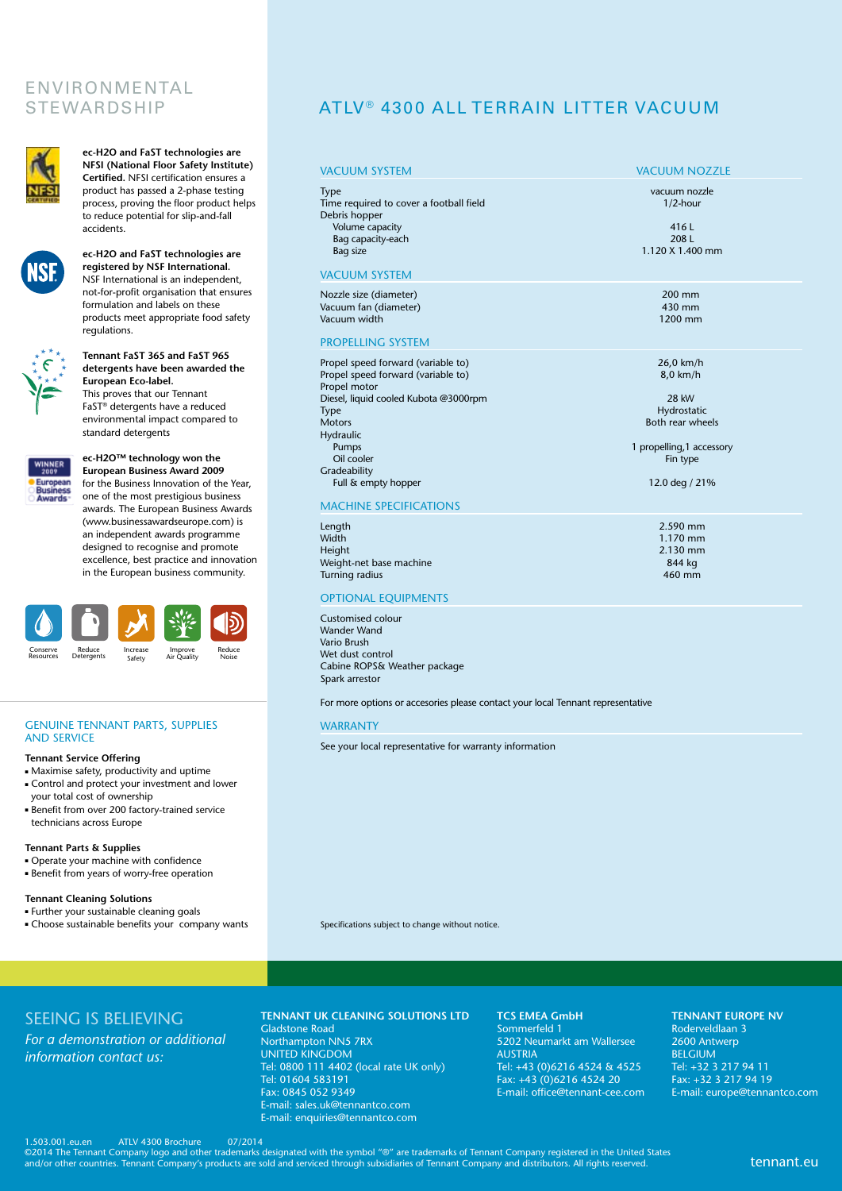# ENVIRONMENTAL STEWARDSHIP

**ec-H2O and FaST technologies are NFSI (National Floor Safety Institute) Certified.** NFSI certification ensures a product has passed a 2-phase testing process, proving the floor product helps to reduce potential for slip-and-fall accidents.

**ec-H2O and FaST technologies are registered by NSF International.** NSF International is an independent, not-for-profit organisation that ensures formulation and labels on these products meet appropriate food safety regulations.

**Tennant FaST 365 and FaST 965 detergents have been awarded the European Eco-label.** This proves that our Tennant FaST® detergents have a reduced environmental impact compared to standard detergents

**ec-H2O™ technology won the European Business Award 2009** for the Business Innovation of the Year, one of the most prestigious business awards. The European Business Awards (www.businessawardseurope.com) is an independent awards programme designed to recognise and promote excellence, best practice and innovation in the European business community.

Conserve Resources
Reduce Detergents
Increase Safety
Improve Air Quality
Reduce Noise

## GENUINE TENNANT PARTS, SUPPLIES AND SERVICE

**Tennant Service Offering**

- Maximise safety, productivity and uptime
- Control and protect your investment and lower your total cost of ownership
- Benefit from over 200 factory-trained service technicians across Europe

**Tennant Parts & Supplies**

- Operate your machine with confidence
- Benefit from years of worry-free operation

**Tennant Cleaning Solutions**

- Further your sustainable cleaning goals
- Choose sustainable benefits your company wants

# ATLV® 4300 ALL TERRAIN LITTER VACUUM

| VACUUM SYSTEM | VACUUM NOZZLE |
|---|---|
| Type | vacuum nozzle |
| Time required to cover a football field | 1/2-hour |
| Debris hopper | |
| Volume capacity | 416 L |
| Bag capacity-each | 208 L |
| Bag size | 1.120 X 1.400 mm |
| **VACUUM SYSTEM** | |
| Nozzle size (diameter) | 200 mm |
| Vacuum fan (diameter) | 430 mm |
| Vacuum width | 1200 mm |
| **PROPELLING SYSTEM** | |
| Propel speed forward (variable to) | 26,0 km/h |
| Propel speed forward (variable to) | 8,0 km/h |
| Propel motor | |
| Diesel, liquid cooled Kubota @3000rpm | 28 kW |
| Type | Hydrostatic |
| Motors | Both rear wheels |
| Hydraulic | |
| Pumps | 1 propelling,1 accessory |
| Oil cooler | Fin type |
| Gradeability | |
| Full & empty hopper | 12.0 deg / 21% |
| **MACHINE SPECIFICATIONS** | |
| Length | 2.590 mm |
| Width | 1.170 mm |
| Height | 2.130 mm |
| Weight-net base machine | 844 kg |
| Turning radius | 460 mm |

## OPTIONAL EQUIPMENTS

Customised colour
Wander Wand
Vario Brush
Wet dust control
Cabine ROPS& Weather package
Spark arrestor

For more options or accesories please contact your local Tennant representative

## WARRANTY

See your local representative for warranty information

Specifications subject to change without notice.

## SEEING IS BELIEVING

*For a demonstration or additional information contact us:*

**TENNANT UK CLEANING SOLUTIONS LTD**
Gladstone Road
Northampton NN5 7RX
UNITED KINGDOM
Tel: 0800 111 4402 (local rate UK only)
Tel: 01604 583191
Fax: 0845 052 9349
E-mail: sales.uk@tennantco.com
E-mail: enquiries@tennantco.com

**TCS EMEA GmbH**
Sommerfeld 1
5202 Neumarkt am Wallersee
AUSTRIA
Tel: +43 (0)6216 4524 & 4525
Fax: +43 (0)6216 4524 20
E-mail: office@tennant-cee.com

**TENNANT EUROPE NV**
Roderveldlaan 3
2600 Antwerp
BELGIUM
Tel: +32 3 217 94 11
Fax: +32 3 217 94 19
E-mail: europe@tennantco.com

1.503.001.eu.en ATLV 4300 Brochure 07/2014
©2014 The Tennant Company logo and other trademarks designated with the symbol "®" are trademarks of Tennant Company registered in the United States and/or other countries. Tennant Company's products are sold and serviced through subsidiaries of Tennant Company and distributors. All rights reserved.

tennant.eu